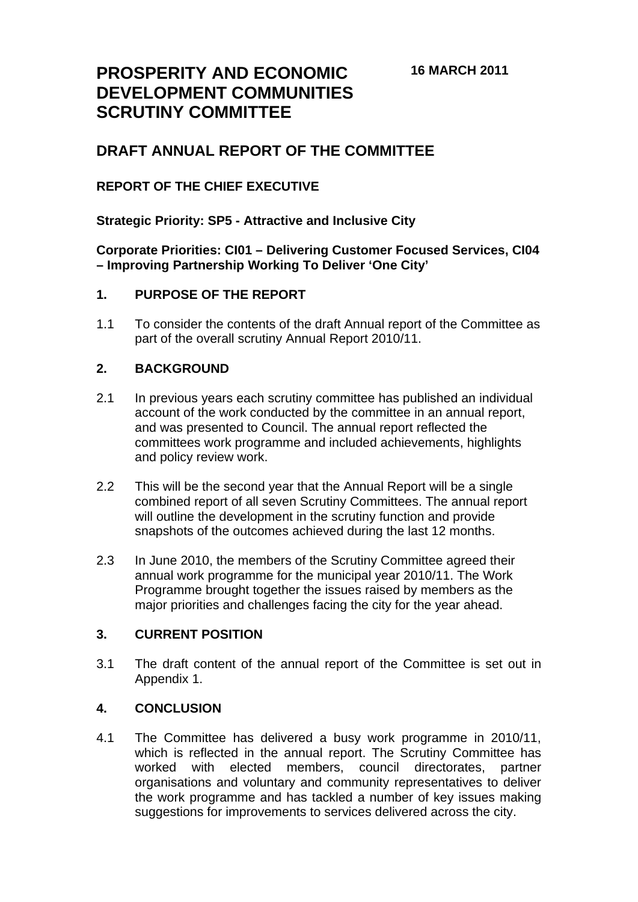# PROSPERITY AND ECONOMIC DEVELOPMENT COMMUNITIES SCRUTINY COMMITTEE

**16 MARCH 2011**

## DRAFT ANNUAL REPORT OF THE COMMITTEE

**REPORT OF THE CHIEF EXECUTIVE**

**Strategic Priority: SP5 - Attractive and Inclusive City**

**Corporate Priorities: CI01 – Delivering Customer Focused Services, CI04 – Improving Partnership Working To Deliver 'One City'**

### 1. PURPOSE OF THE REPORT

1.1 To consider the contents of the draft Annual report of the Committee as part of the overall scrutiny Annual Report 2010/11.

### 2. BACKGROUND

2.1 In previous years each scrutiny committee has published an individual account of the work conducted by the committee in an annual report, and was presented to Council. The annual report reflected the committees work programme and included achievements, highlights and policy review work.

2.2 This will be the second year that the Annual Report will be a single combined report of all seven Scrutiny Committees. The annual report will outline the development in the scrutiny function and provide snapshots of the outcomes achieved during the last 12 months.

2.3 In June 2010, the members of the Scrutiny Committee agreed their annual work programme for the municipal year 2010/11. The Work Programme brought together the issues raised by members as the major priorities and challenges facing the city for the year ahead.

### 3. CURRENT POSITION

3.1 The draft content of the annual report of the Committee is set out in Appendix 1.

### 4. CONCLUSION

4.1 The Committee has delivered a busy work programme in 2010/11, which is reflected in the annual report. The Scrutiny Committee has worked with elected members, council directorates, partner organisations and voluntary and community representatives to deliver the work programme and has tackled a number of key issues making suggestions for improvements to services delivered across the city.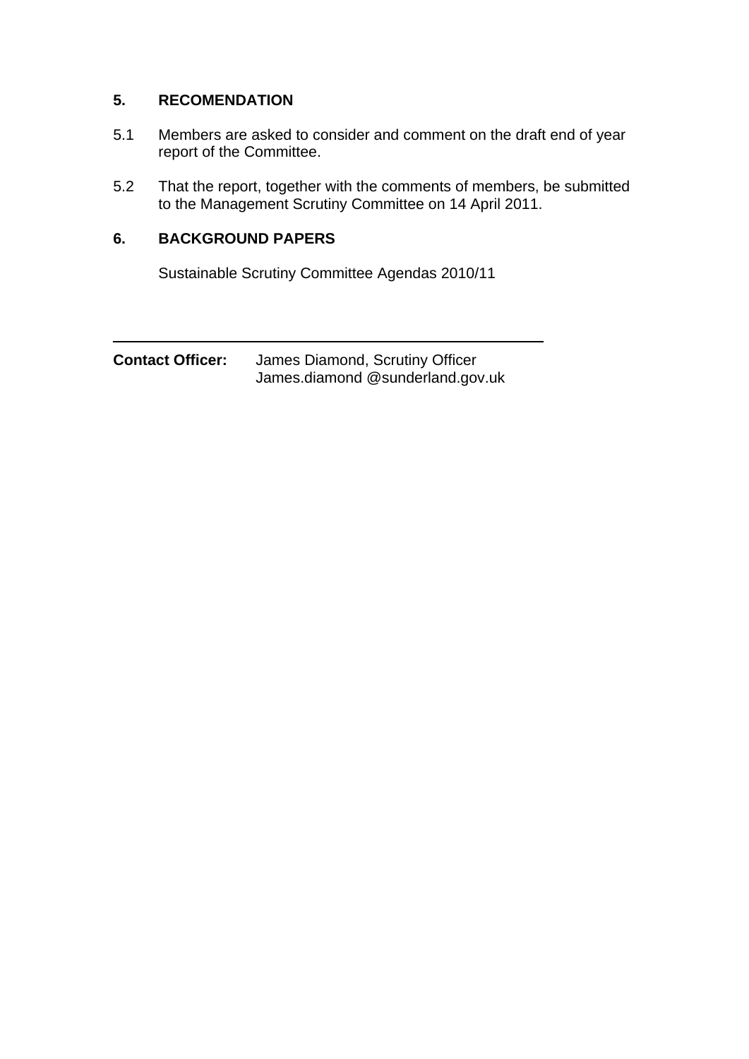## 5. RECOMENDATION

5.1 Members are asked to consider and comment on the draft end of year report of the Committee.

5.2 That the report, together with the comments of members, be submitted to the Management Scrutiny Committee on 14 April 2011.

## 6. BACKGROUND PAPERS

Sustainable Scrutiny Committee Agendas 2010/11

---

**Contact Officer:** James Diamond, Scrutiny Officer
James.diamond @sunderland.gov.uk